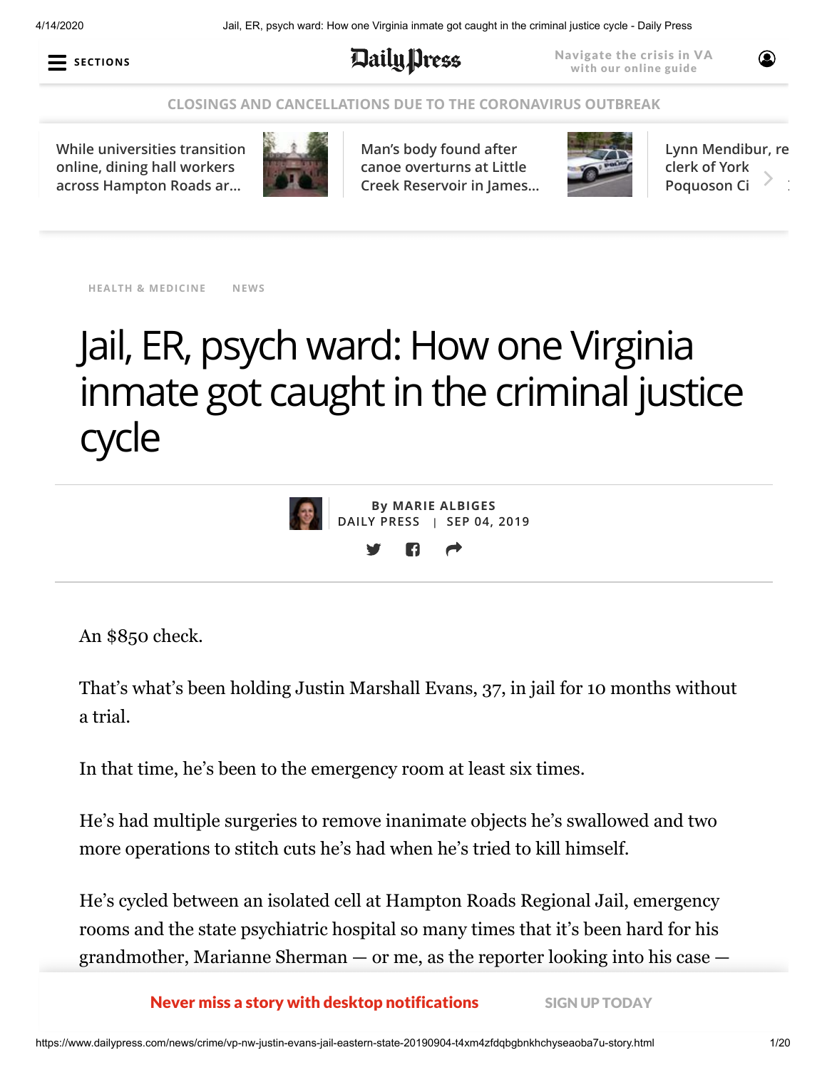HEALTH & MEDICINE NEWS

# Jail, ER, psych ward: How one Virginia inmate got caught in the criminal justice cycle

By MARIE ALBIGES
DAILY PRESS | SEP 04, 2019

An $850 check.

That's what's been holding Justin Marshall Evans, 37, in jail for 10 months without a trial.

In that time, he's been to the emergency room at least six times.

He's had multiple surgeries to remove inanimate objects he's swallowed and two more operations to stitch cuts he's had when he's tried to kill himself.

He's cycled between an isolated cell at Hampton Roads Regional Jail, emergency rooms and the state psychiatric hospital so many times that it's been hard for his grandmother, Marianne Sherman — or me, as the reporter looking into his case —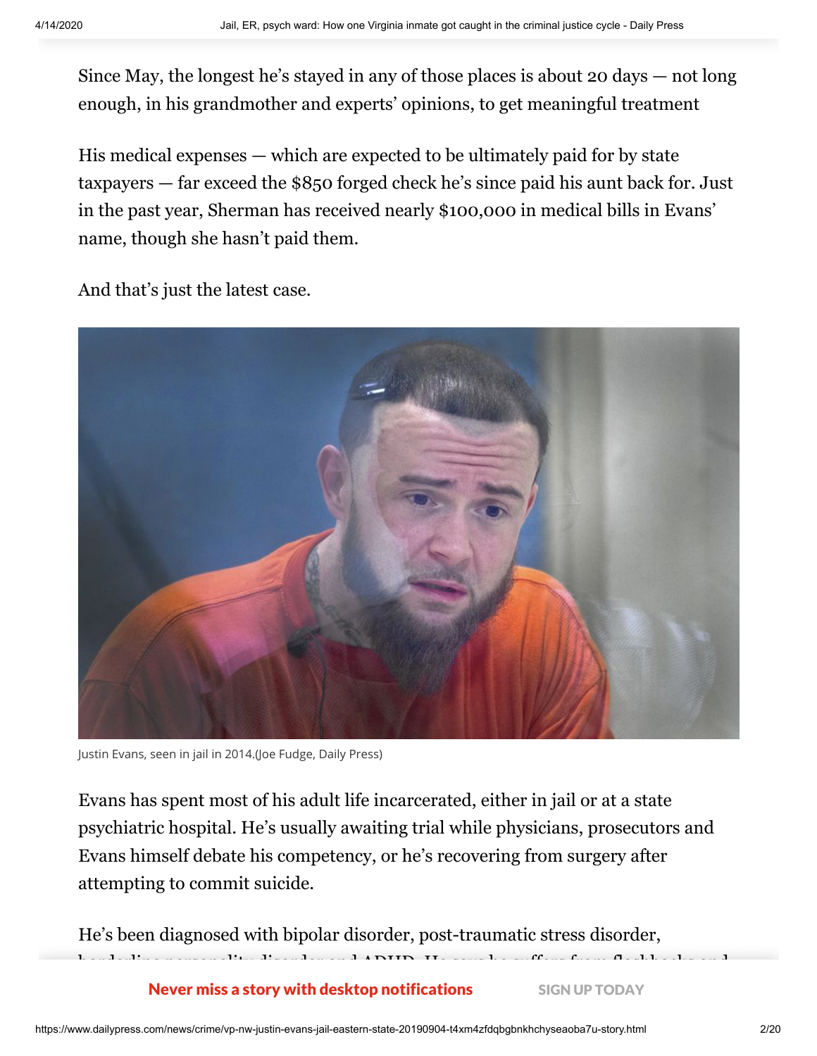Since May, the longest he's stayed in any of those places is about 20 days — not long enough, in his grandmother and experts' opinions, to get meaningful treatment

His medical expenses — which are expected to be ultimately paid for by state taxpayers — far exceed the $850 forged check he's since paid his aunt back for. Just in the past year, Sherman has received nearly $100,000 in medical bills in Evans' name, though she hasn't paid them.

And that's just the latest case.

Justin Evans, seen in jail in 2014.(Joe Fudge, Daily Press)

Evans has spent most of his adult life incarcerated, either in jail or at a state psychiatric hospital. He's usually awaiting trial while physicians, prosecutors and Evans himself debate his competency, or he's recovering from surgery after attempting to commit suicide.

He's been diagnosed with bipolar disorder, post-traumatic stress disorder,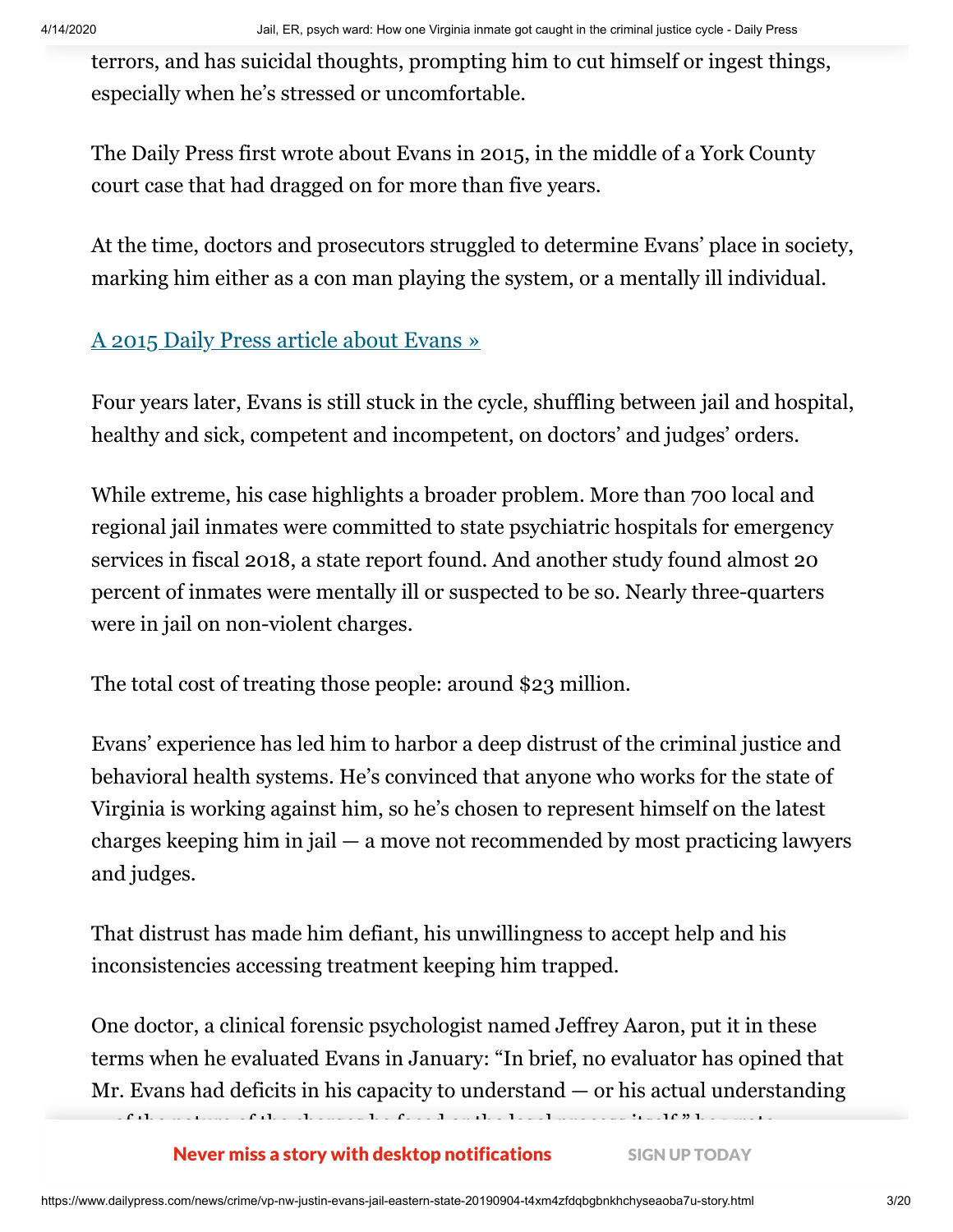terrors, and has suicidal thoughts, prompting him to cut himself or ingest things, especially when he's stressed or uncomfortable.

The Daily Press first wrote about Evans in 2015, in the middle of a York County court case that had dragged on for more than five years.

At the time, doctors and prosecutors struggled to determine Evans' place in society, marking him either as a con man playing the system, or a mentally ill individual.

[A 2015 Daily Press article about Evans »]

Four years later, Evans is still stuck in the cycle, shuffling between jail and hospital, healthy and sick, competent and incompetent, on doctors' and judges' orders.

While extreme, his case highlights a broader problem. More than 700 local and regional jail inmates were committed to state psychiatric hospitals for emergency services in fiscal 2018, a state report found. And another study found almost 20 percent of inmates were mentally ill or suspected to be so. Nearly three-quarters were in jail on non-violent charges.

The total cost of treating those people: around $23 million.

Evans' experience has led him to harbor a deep distrust of the criminal justice and behavioral health systems. He's convinced that anyone who works for the state of Virginia is working against him, so he's chosen to represent himself on the latest charges keeping him in jail — a move not recommended by most practicing lawyers and judges.

That distrust has made him defiant, his unwillingness to accept help and his inconsistencies accessing treatment keeping him trapped.

One doctor, a clinical forensic psychologist named Jeffrey Aaron, put it in these terms when he evaluated Evans in January: "In brief, no evaluator has opined that Mr. Evans had deficits in his capacity to understand — or his actual understanding — of the nature of the charges he faced or the legal process itself," he wrote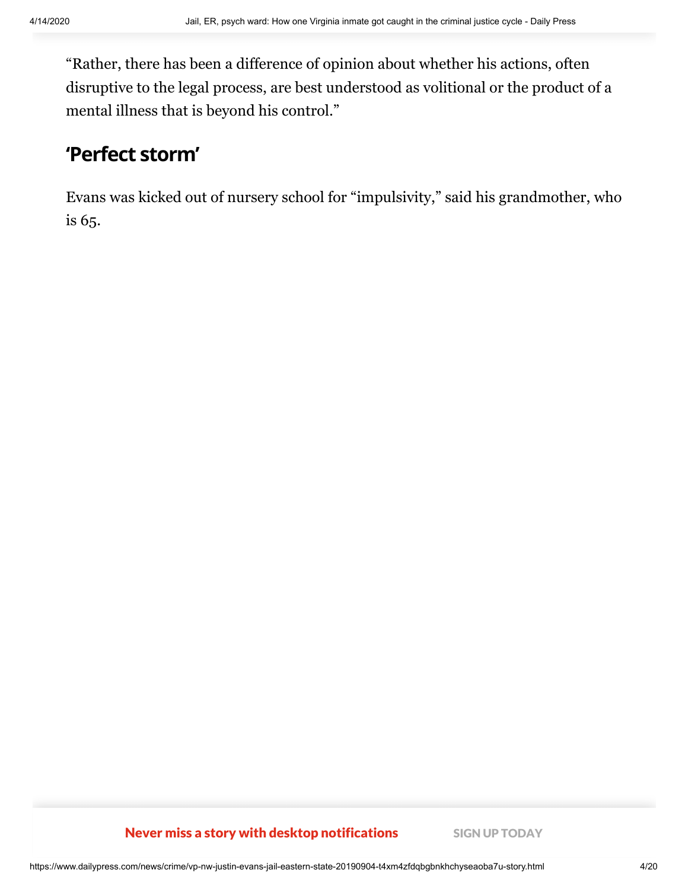"Rather, there has been a difference of opinion about whether his actions, often disruptive to the legal process, are best understood as volitional or the product of a mental illness that is beyond his control."

## 'Perfect storm'

Evans was kicked out of nursery school for "impulsivity," said his grandmother, who is 65.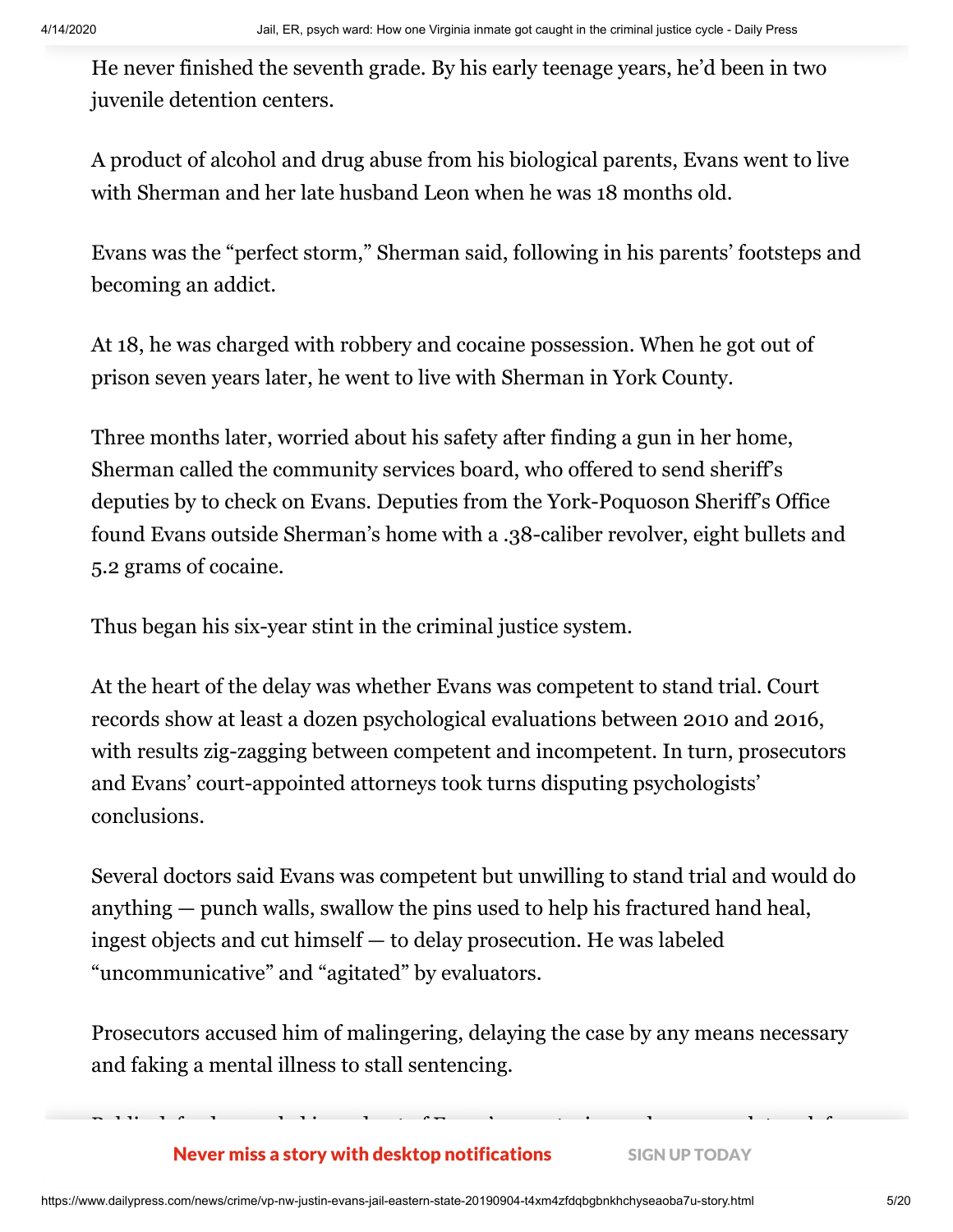He never finished the seventh grade. By his early teenage years, he'd been in two juvenile detention centers.

A product of alcohol and drug abuse from his biological parents, Evans went to live with Sherman and her late husband Leon when he was 18 months old.

Evans was the "perfect storm," Sherman said, following in his parents' footsteps and becoming an addict.

At 18, he was charged with robbery and cocaine possession. When he got out of prison seven years later, he went to live with Sherman in York County.

Three months later, worried about his safety after finding a gun in her home, Sherman called the community services board, who offered to send sheriff's deputies by to check on Evans. Deputies from the York-Poquoson Sheriff's Office found Evans outside Sherman's home with a .38-caliber revolver, eight bullets and 5.2 grams of cocaine.

Thus began his six-year stint in the criminal justice system.

At the heart of the delay was whether Evans was competent to stand trial. Court records show at least a dozen psychological evaluations between 2010 and 2016, with results zig-zagging between competent and incompetent. In turn, prosecutors and Evans' court-appointed attorneys took turns disputing psychologists' conclusions.

Several doctors said Evans was competent but unwilling to stand trial and would do anything — punch walls, swallow the pins used to help his fractured hand heal, ingest objects and cut himself — to delay prosecution. He was labeled "uncommunicative" and "agitated" by evaluators.

Prosecutors accused him of malingering, delaying the case by any means necessary and faking a mental illness to stall sentencing.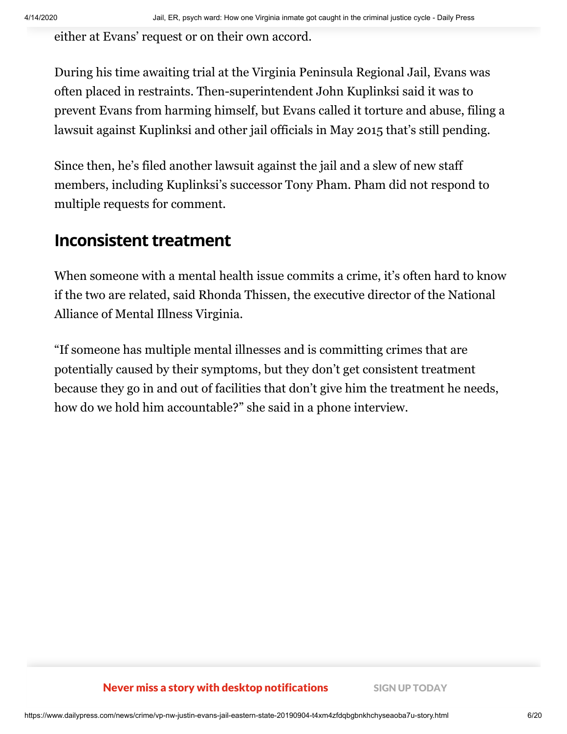either at Evans' request or on their own accord.

During his time awaiting trial at the Virginia Peninsula Regional Jail, Evans was often placed in restraints. Then-superintendent John Kuplinksi said it was to prevent Evans from harming himself, but Evans called it torture and abuse, filing a lawsuit against Kuplinksi and other jail officials in May 2015 that's still pending.

Since then, he's filed another lawsuit against the jail and a slew of new staff members, including Kuplinksi's successor Tony Pham. Pham did not respond to multiple requests for comment.

## Inconsistent treatment

When someone with a mental health issue commits a crime, it's often hard to know if the two are related, said Rhonda Thissen, the executive director of the National Alliance of Mental Illness Virginia.

"If someone has multiple mental illnesses and is committing crimes that are potentially caused by their symptoms, but they don't get consistent treatment because they go in and out of facilities that don't give him the treatment he needs, how do we hold him accountable?" she said in a phone interview.

**Never miss a story with desktop notifications** SIGN UP TODAY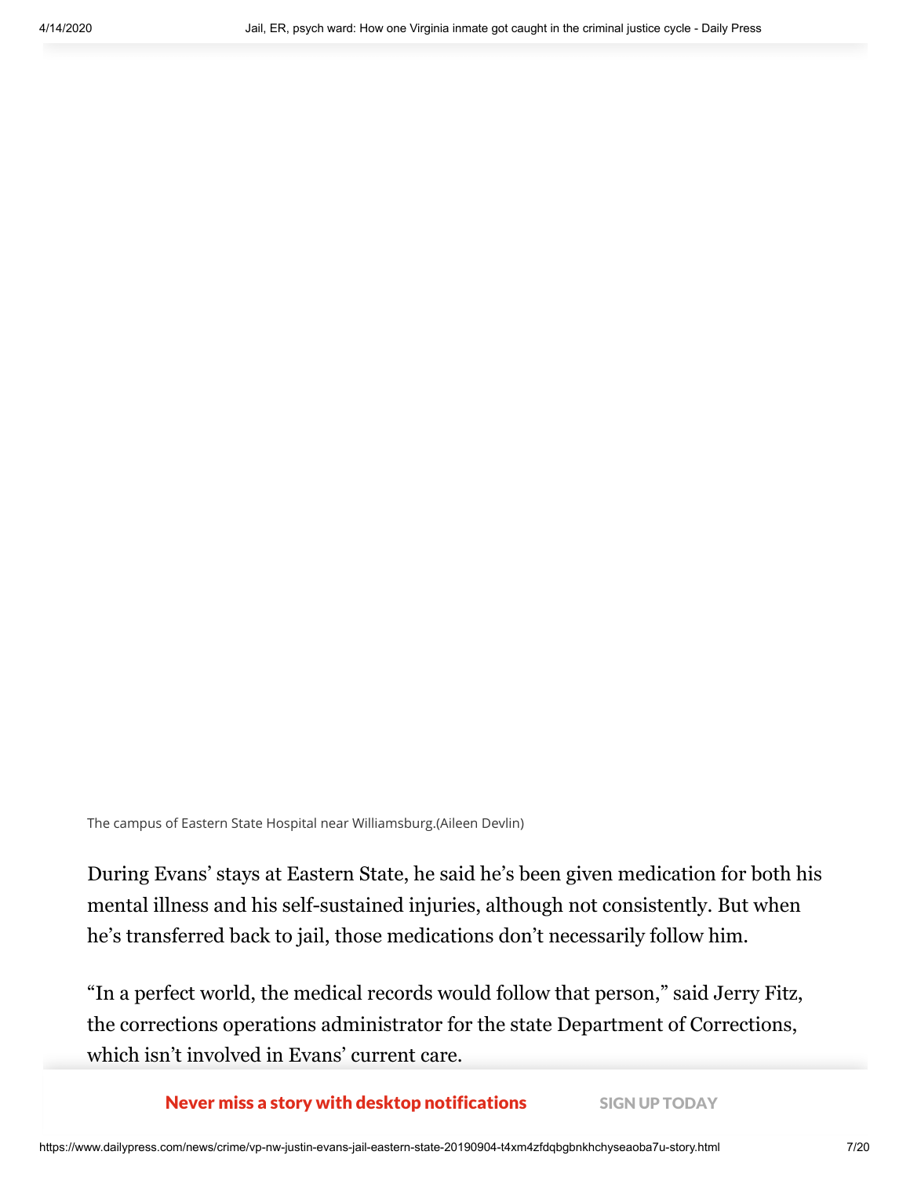The campus of Eastern State Hospital near Williamsburg.(Aileen Devlin)

During Evans' stays at Eastern State, he said he's been given medication for both his mental illness and his self-sustained injuries, although not consistently. But when he's transferred back to jail, those medications don't necessarily follow him.

"In a perfect world, the medical records would follow that person," said Jerry Fitz, the corrections operations administrator for the state Department of Corrections, which isn't involved in Evans' current care.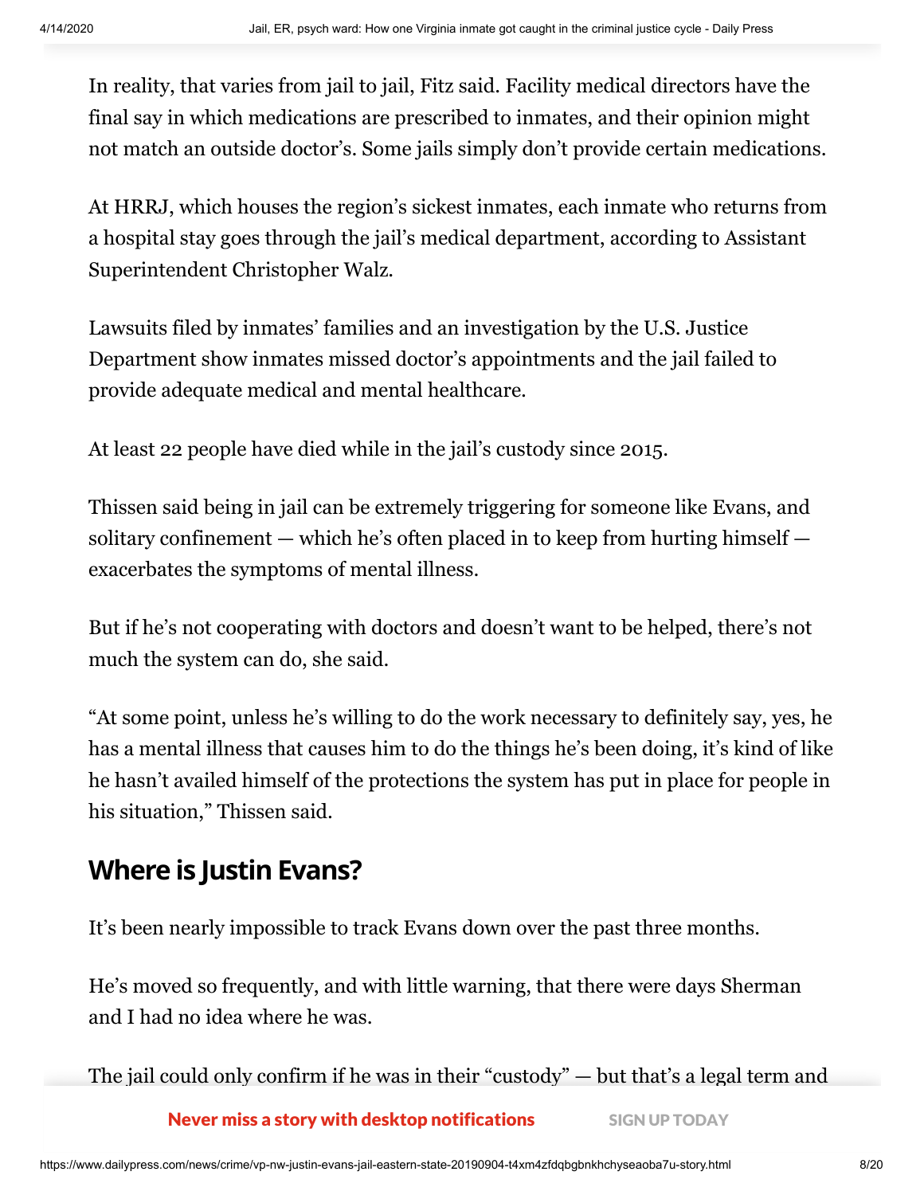In reality, that varies from jail to jail, Fitz said. Facility medical directors have the final say in which medications are prescribed to inmates, and their opinion might not match an outside doctor's. Some jails simply don't provide certain medications.

At HRRJ, which houses the region's sickest inmates, each inmate who returns from a hospital stay goes through the jail's medical department, according to Assistant Superintendent Christopher Walz.

Lawsuits filed by inmates' families and an investigation by the U.S. Justice Department show inmates missed doctor's appointments and the jail failed to provide adequate medical and mental healthcare.

At least 22 people have died while in the jail's custody since 2015.

Thissen said being in jail can be extremely triggering for someone like Evans, and solitary confinement — which he's often placed in to keep from hurting himself — exacerbates the symptoms of mental illness.

But if he's not cooperating with doctors and doesn't want to be helped, there's not much the system can do, she said.

"At some point, unless he's willing to do the work necessary to definitely say, yes, he has a mental illness that causes him to do the things he's been doing, it's kind of like he hasn't availed himself of the protections the system has put in place for people in his situation," Thissen said.

## Where is Justin Evans?

It's been nearly impossible to track Evans down over the past three months.

He's moved so frequently, and with little warning, that there were days Sherman and I had no idea where he was.

The jail could only confirm if he was in their "custody" — but that's a legal term and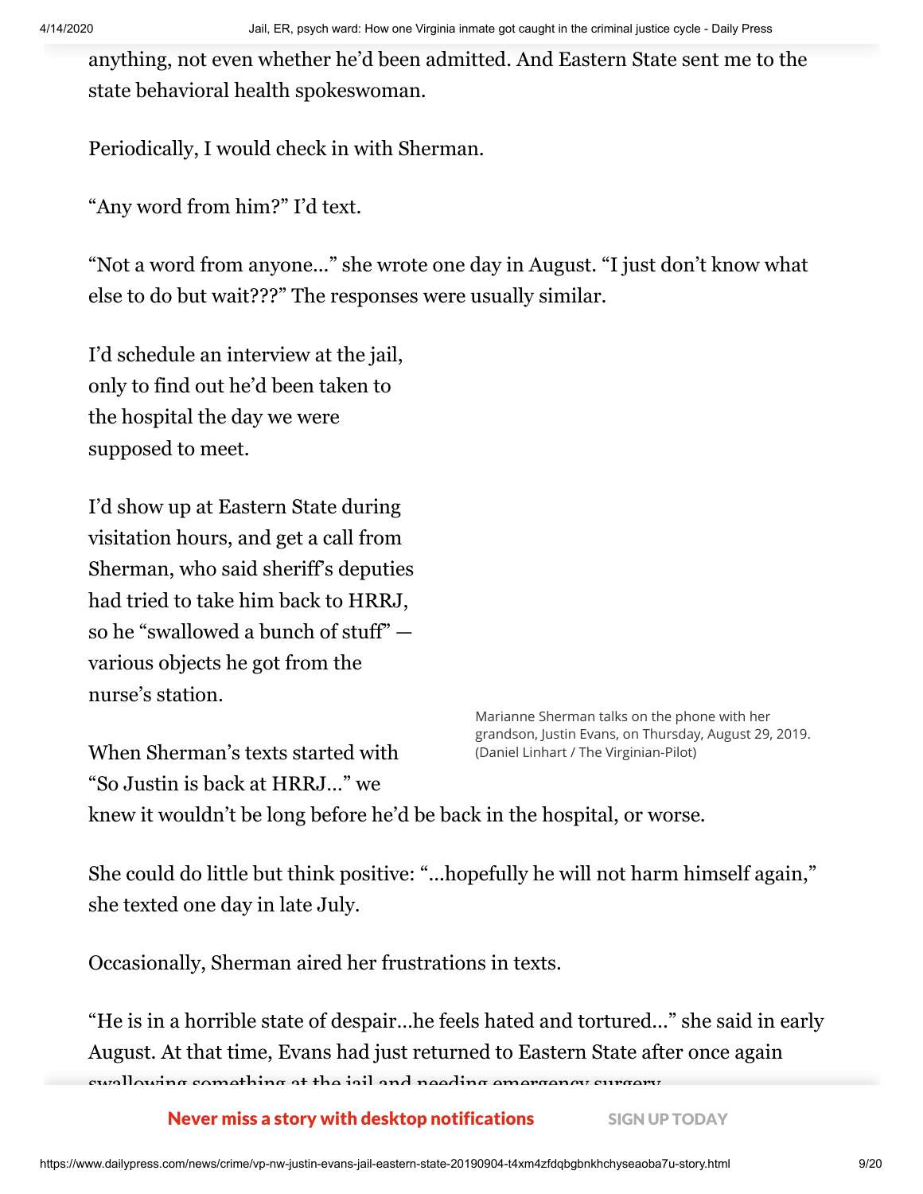anything, not even whether he'd been admitted. And Eastern State sent me to the state behavioral health spokeswoman.

Periodically, I would check in with Sherman.

"Any word from him?" I'd text.

"Not a word from anyone..." she wrote one day in August. "I just don't know what else to do but wait???" The responses were usually similar.

I'd schedule an interview at the jail, only to find out he'd been taken to the hospital the day we were supposed to meet.

I'd show up at Eastern State during visitation hours, and get a call from Sherman, who said sheriff's deputies had tried to take him back to HRRJ, so he "swallowed a bunch of stuff" — various objects he got from the nurse's station.

Marianne Sherman talks on the phone with her grandson, Justin Evans, on Thursday, August 29, 2019. (Daniel Linhart / The Virginian-Pilot)

When Sherman's texts started with "So Justin is back at HRRJ..." we knew it wouldn't be long before he'd be back in the hospital, or worse.

She could do little but think positive: "...hopefully he will not harm himself again," she texted one day in late July.

Occasionally, Sherman aired her frustrations in texts.

"He is in a horrible state of despair...he feels hated and tortured..." she said in early August. At that time, Evans had just returned to Eastern State after once again swallowing something at the jail and needing emergency surgery.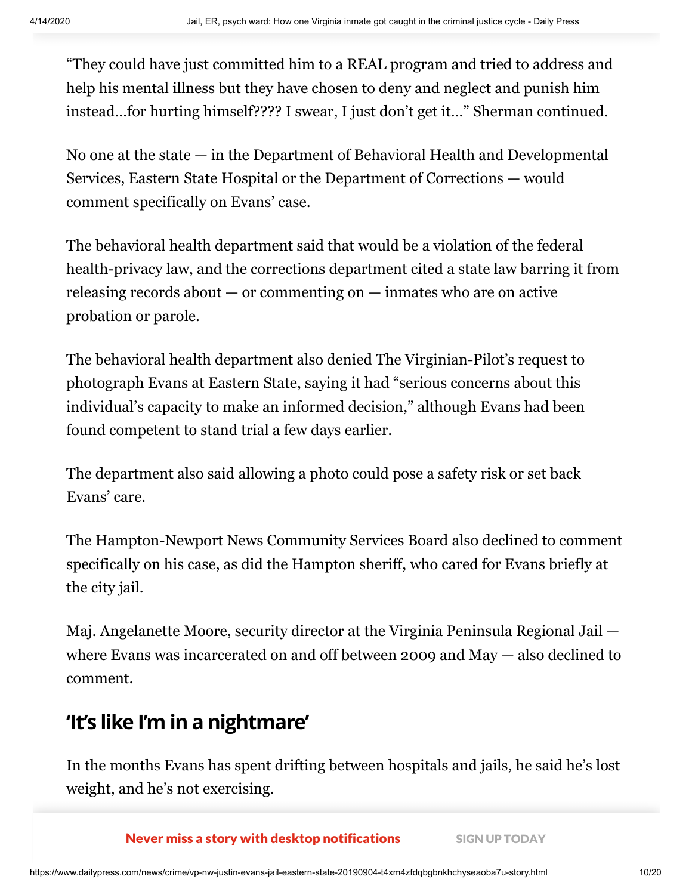"They could have just committed him to a REAL program and tried to address and help his mental illness but they have chosen to deny and neglect and punish him instead…for hurting himself???? I swear, I just don't get it…" Sherman continued.

No one at the state — in the Department of Behavioral Health and Developmental Services, Eastern State Hospital or the Department of Corrections — would comment specifically on Evans' case.

The behavioral health department said that would be a violation of the federal health-privacy law, and the corrections department cited a state law barring it from releasing records about — or commenting on — inmates who are on active probation or parole.

The behavioral health department also denied The Virginian-Pilot's request to photograph Evans at Eastern State, saying it had "serious concerns about this individual's capacity to make an informed decision," although Evans had been found competent to stand trial a few days earlier.

The department also said allowing a photo could pose a safety risk or set back Evans' care.

The Hampton-Newport News Community Services Board also declined to comment specifically on his case, as did the Hampton sheriff, who cared for Evans briefly at the city jail.

Maj. Angelanette Moore, security director at the Virginia Peninsula Regional Jail — where Evans was incarcerated on and off between 2009 and May — also declined to comment.

## 'It's like I'm in a nightmare'

In the months Evans has spent drifting between hospitals and jails, he said he's lost weight, and he's not exercising.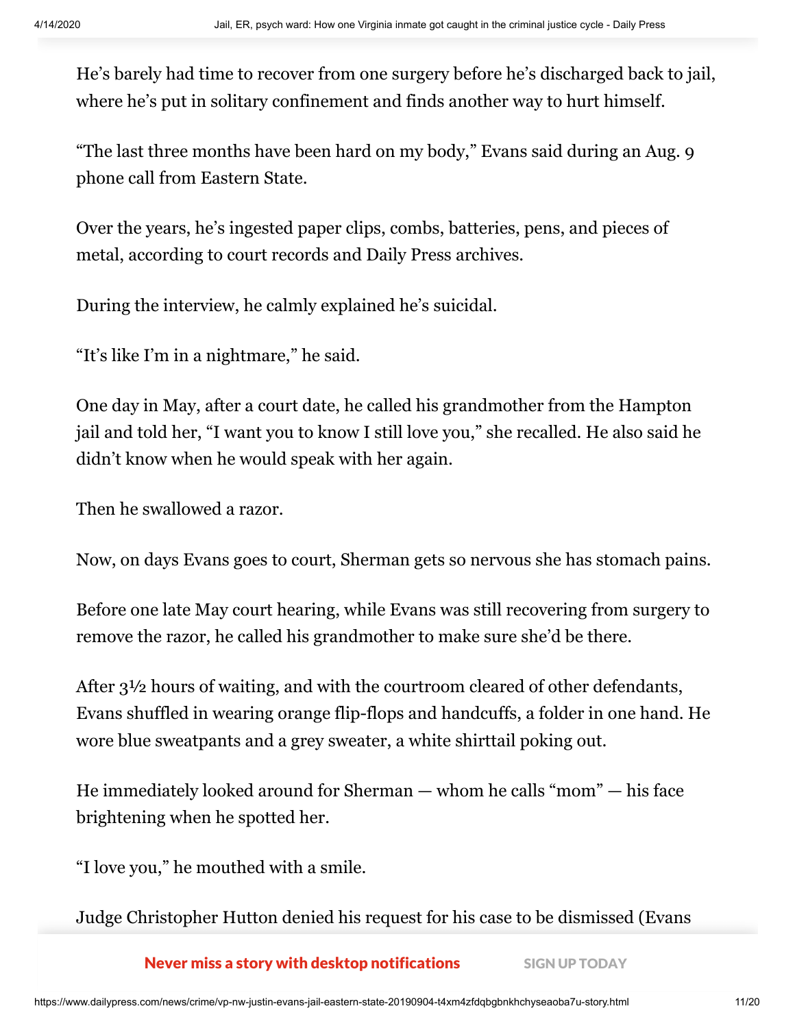He's barely had time to recover from one surgery before he's discharged back to jail, where he's put in solitary confinement and finds another way to hurt himself.

"The last three months have been hard on my body," Evans said during an Aug. 9 phone call from Eastern State.

Over the years, he's ingested paper clips, combs, batteries, pens, and pieces of metal, according to court records and Daily Press archives.

During the interview, he calmly explained he's suicidal.

"It's like I'm in a nightmare," he said.

One day in May, after a court date, he called his grandmother from the Hampton jail and told her, "I want you to know I still love you," she recalled. He also said he didn't know when he would speak with her again.

Then he swallowed a razor.

Now, on days Evans goes to court, Sherman gets so nervous she has stomach pains.

Before one late May court hearing, while Evans was still recovering from surgery to remove the razor, he called his grandmother to make sure she'd be there.

After 3½ hours of waiting, and with the courtroom cleared of other defendants, Evans shuffled in wearing orange flip-flops and handcuffs, a folder in one hand. He wore blue sweatpants and a grey sweater, a white shirttail poking out.

He immediately looked around for Sherman — whom he calls "mom" — his face brightening when he spotted her.

"I love you," he mouthed with a smile.

Judge Christopher Hutton denied his request for his case to be dismissed (Evans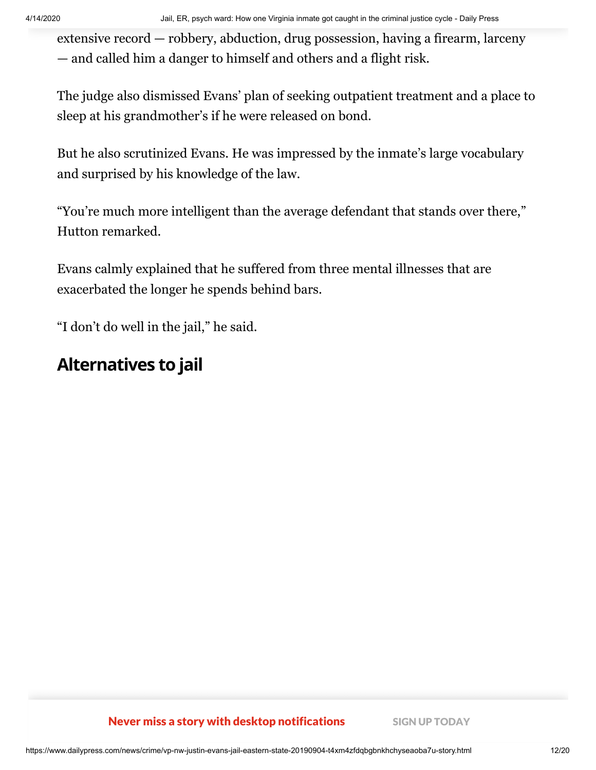extensive record — robbery, abduction, drug possession, having a firearm, larceny — and called him a danger to himself and others and a flight risk.

The judge also dismissed Evans' plan of seeking outpatient treatment and a place to sleep at his grandmother's if he were released on bond.

But he also scrutinized Evans. He was impressed by the inmate's large vocabulary and surprised by his knowledge of the law.

"You're much more intelligent than the average defendant that stands over there," Hutton remarked.

Evans calmly explained that he suffered from three mental illnesses that are exacerbated the longer he spends behind bars.

"I don't do well in the jail," he said.

## Alternatives to jail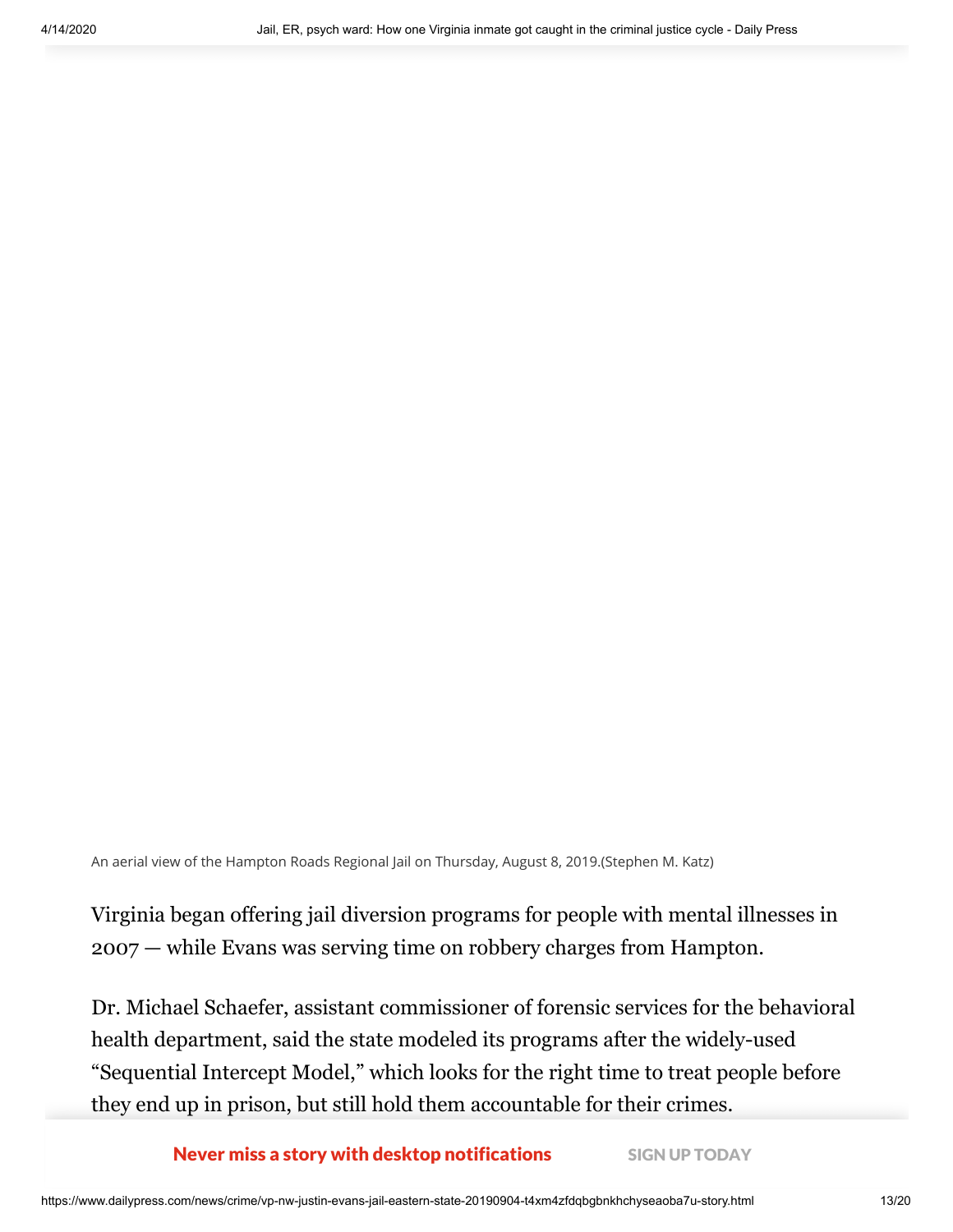An aerial view of the Hampton Roads Regional Jail on Thursday, August 8, 2019.(Stephen M. Katz)

Virginia began offering jail diversion programs for people with mental illnesses in 2007 — while Evans was serving time on robbery charges from Hampton.

Dr. Michael Schaefer, assistant commissioner of forensic services for the behavioral health department, said the state modeled its programs after the widely-used "Sequential Intercept Model," which looks for the right time to treat people before they end up in prison, but still hold them accountable for their crimes.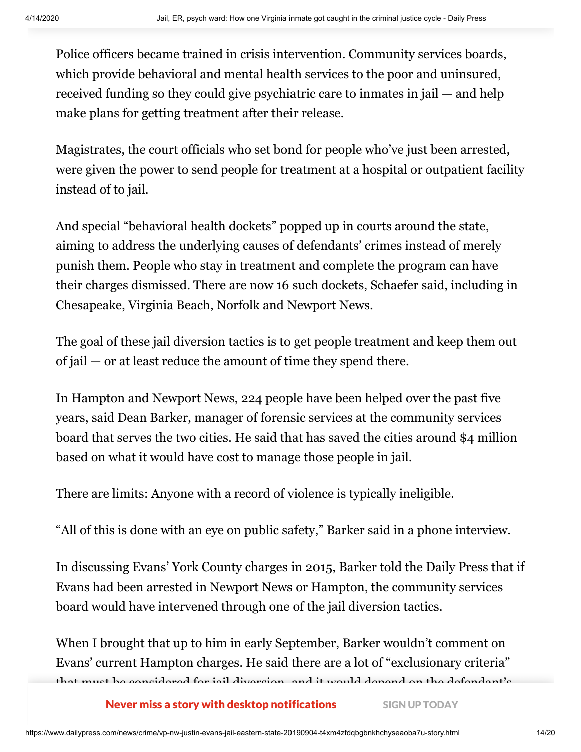Police officers became trained in crisis intervention. Community services boards, which provide behavioral and mental health services to the poor and uninsured, received funding so they could give psychiatric care to inmates in jail — and help make plans for getting treatment after their release.

Magistrates, the court officials who set bond for people who've just been arrested, were given the power to send people for treatment at a hospital or outpatient facility instead of to jail.

And special "behavioral health dockets" popped up in courts around the state, aiming to address the underlying causes of defendants' crimes instead of merely punish them. People who stay in treatment and complete the program can have their charges dismissed. There are now 16 such dockets, Schaefer said, including in Chesapeake, Virginia Beach, Norfolk and Newport News.

The goal of these jail diversion tactics is to get people treatment and keep them out of jail — or at least reduce the amount of time they spend there.

In Hampton and Newport News, 224 people have been helped over the past five years, said Dean Barker, manager of forensic services at the community services board that serves the two cities. He said that has saved the cities around $4 million based on what it would have cost to manage those people in jail.

There are limits: Anyone with a record of violence is typically ineligible.

"All of this is done with an eye on public safety," Barker said in a phone interview.

In discussing Evans' York County charges in 2015, Barker told the Daily Press that if Evans had been arrested in Newport News or Hampton, the community services board would have intervened through one of the jail diversion tactics.

When I brought that up to him in early September, Barker wouldn't comment on Evans' current Hampton charges. He said there are a lot of "exclusionary criteria" that must be considered for jail diversion, and it would depend on the defendant's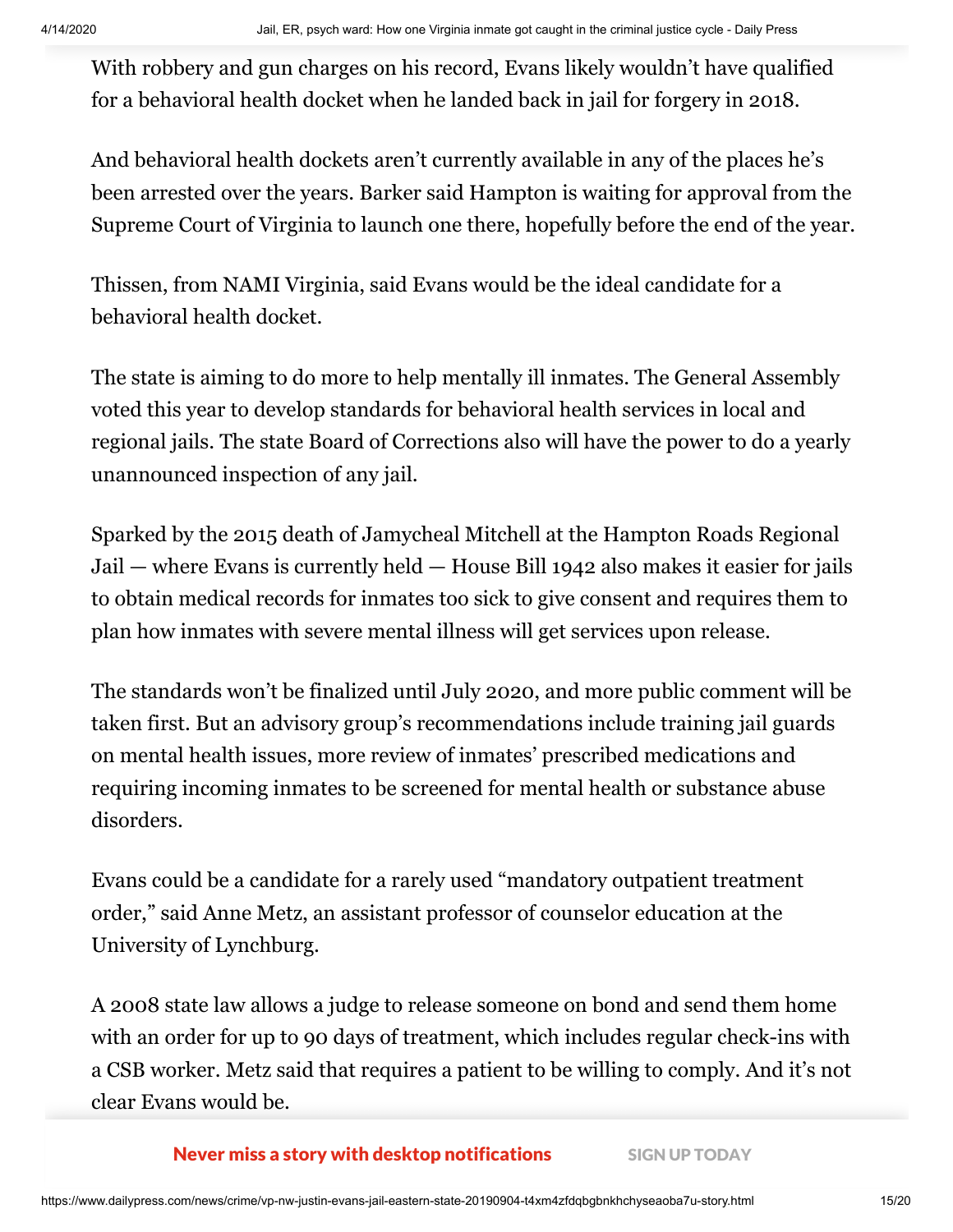With robbery and gun charges on his record, Evans likely wouldn't have qualified for a behavioral health docket when he landed back in jail for forgery in 2018.

And behavioral health dockets aren't currently available in any of the places he's been arrested over the years. Barker said Hampton is waiting for approval from the Supreme Court of Virginia to launch one there, hopefully before the end of the year.

Thissen, from NAMI Virginia, said Evans would be the ideal candidate for a behavioral health docket.

The state is aiming to do more to help mentally ill inmates. The General Assembly voted this year to develop standards for behavioral health services in local and regional jails. The state Board of Corrections also will have the power to do a yearly unannounced inspection of any jail.

Sparked by the 2015 death of Jamycheal Mitchell at the Hampton Roads Regional Jail — where Evans is currently held — House Bill 1942 also makes it easier for jails to obtain medical records for inmates too sick to give consent and requires them to plan how inmates with severe mental illness will get services upon release.

The standards won't be finalized until July 2020, and more public comment will be taken first. But an advisory group's recommendations include training jail guards on mental health issues, more review of inmates' prescribed medications and requiring incoming inmates to be screened for mental health or substance abuse disorders.

Evans could be a candidate for a rarely used "mandatory outpatient treatment order," said Anne Metz, an assistant professor of counselor education at the University of Lynchburg.

A 2008 state law allows a judge to release someone on bond and send them home with an order for up to 90 days of treatment, which includes regular check-ins with a CSB worker. Metz said that requires a patient to be willing to comply. And it's not clear Evans would be.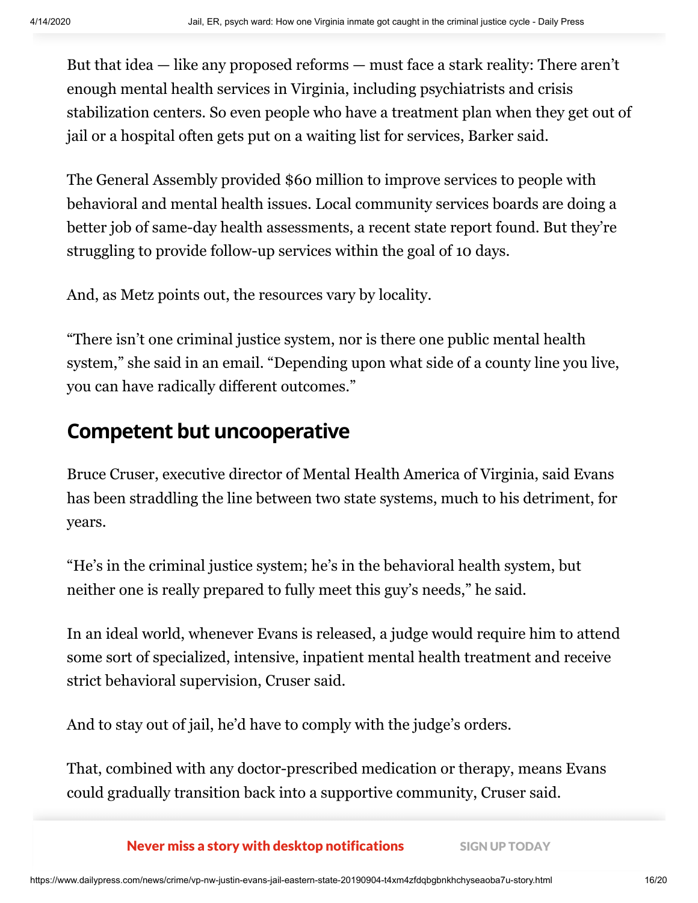But that idea — like any proposed reforms — must face a stark reality: There aren't enough mental health services in Virginia, including psychiatrists and crisis stabilization centers. So even people who have a treatment plan when they get out of jail or a hospital often gets put on a waiting list for services, Barker said.

The General Assembly provided $60 million to improve services to people with behavioral and mental health issues. Local community services boards are doing a better job of same-day health assessments, a recent state report found. But they're struggling to provide follow-up services within the goal of 10 days.

And, as Metz points out, the resources vary by locality.

"There isn't one criminal justice system, nor is there one public mental health system," she said in an email. "Depending upon what side of a county line you live, you can have radically different outcomes."

## Competent but uncooperative

Bruce Cruser, executive director of Mental Health America of Virginia, said Evans has been straddling the line between two state systems, much to his detriment, for years.

"He's in the criminal justice system; he's in the behavioral health system, but neither one is really prepared to fully meet this guy's needs," he said.

In an ideal world, whenever Evans is released, a judge would require him to attend some sort of specialized, intensive, inpatient mental health treatment and receive strict behavioral supervision, Cruser said.

And to stay out of jail, he'd have to comply with the judge's orders.

That, combined with any doctor-prescribed medication or therapy, means Evans could gradually transition back into a supportive community, Cruser said.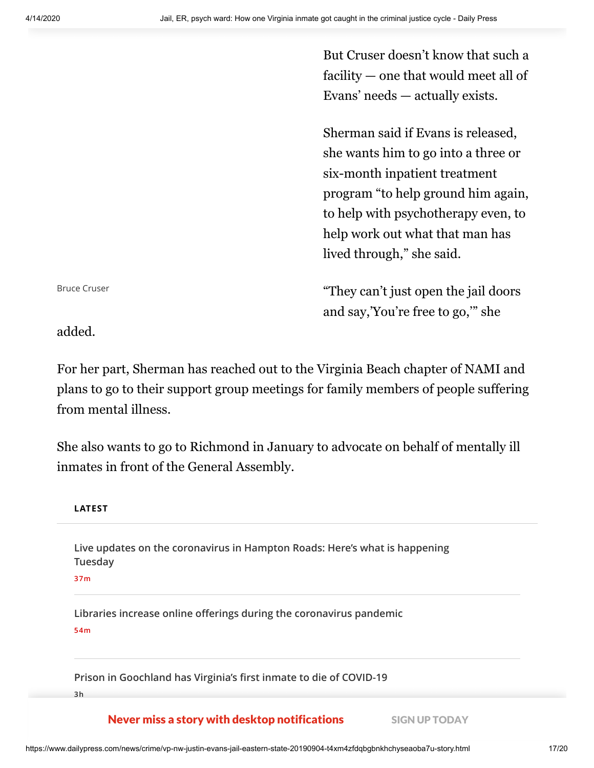But Cruser doesn't know that such a facility — one that would meet all of Evans' needs — actually exists.

Sherman said if Evans is released, she wants him to go into a three or six-month inpatient treatment program "to help ground him again, to help with psychotherapy even, to help work out what that man has lived through," she said.

Bruce Cruser

"They can't just open the jail doors and say,'You're free to go,'" she added.

For her part, Sherman has reached out to the Virginia Beach chapter of NAMI and plans to go to their support group meetings for family members of people suffering from mental illness.

She also wants to go to Richmond in January to advocate on behalf of mentally ill inmates in front of the General Assembly.

**LATEST**

Live updates on the coronavirus in Hampton Roads: Here's what is happening Tuesday
37m

Libraries increase online offerings during the coronavirus pandemic
54m

Prison in Goochland has Virginia's first inmate to die of COVID-19
3h

**Never miss a story with desktop notifications** SIGN UP TODAY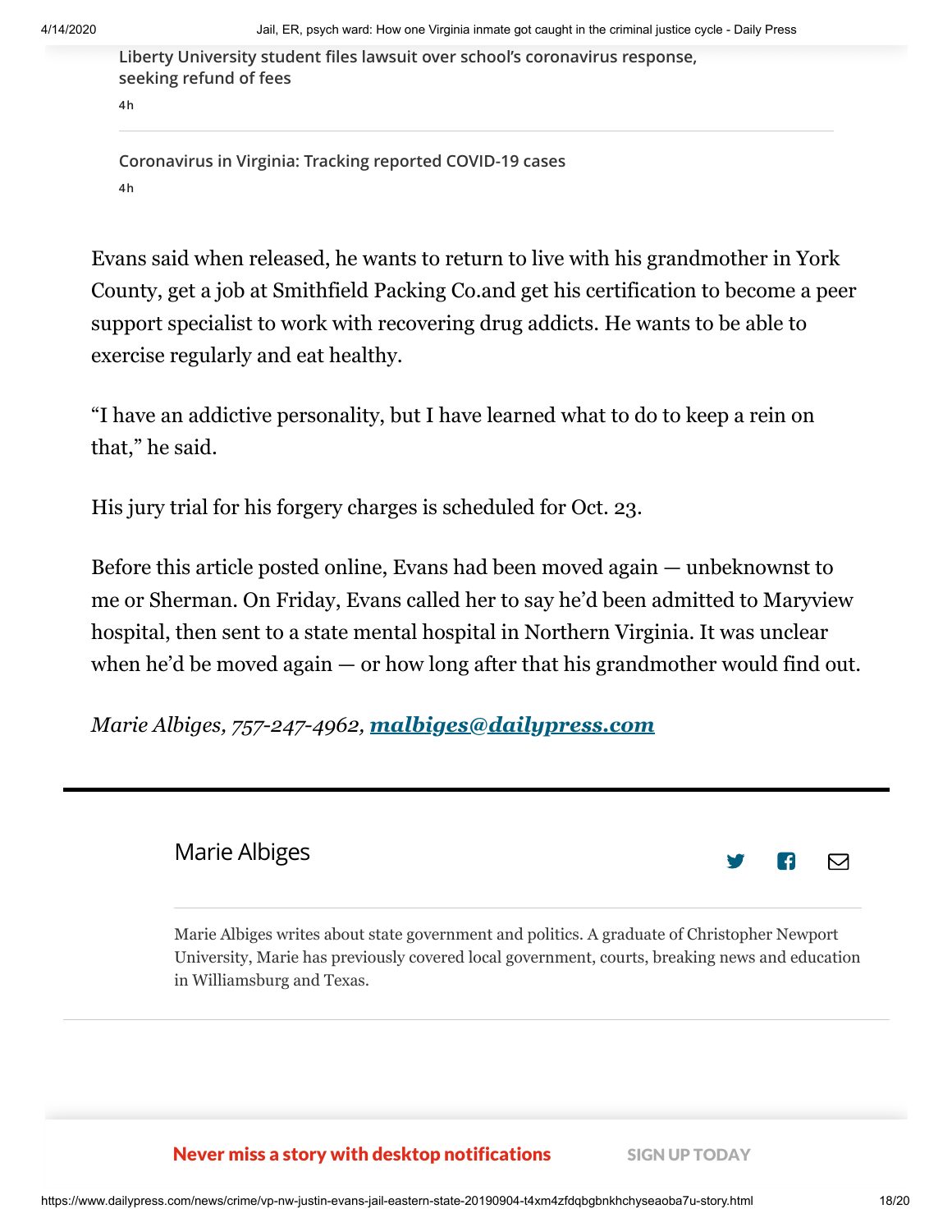Liberty University student files lawsuit over school's coronavirus response, seeking refund of fees

4h

Coronavirus in Virginia: Tracking reported COVID-19 cases

4h

Evans said when released, he wants to return to live with his grandmother in York County, get a job at Smithfield Packing Co.and get his certification to become a peer support specialist to work with recovering drug addicts. He wants to be able to exercise regularly and eat healthy.

"I have an addictive personality, but I have learned what to do to keep a rein on that," he said.

His jury trial for his forgery charges is scheduled for Oct. 23.

Before this article posted online, Evans had been moved again — unbeknownst to me or Sherman. On Friday, Evans called her to say he'd been admitted to Maryview hospital, then sent to a state mental hospital in Northern Virginia. It was unclear when he'd be moved again — or how long after that his grandmother would find out.

*Marie Albiges, 757-247-4962,* ***malbiges@dailypress.com***

---

Marie Albiges

Marie Albiges writes about state government and politics. A graduate of Christopher Newport University, Marie has previously covered local government, courts, breaking news and education in Williamsburg and Texas.

**Never miss a story with desktop notifications** SIGN UP TODAY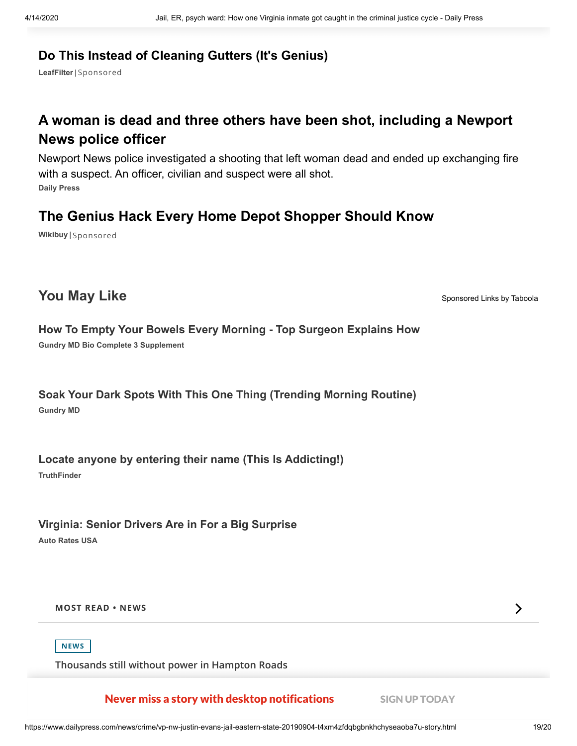### Do This Instead of Cleaning Gutters (It's Genius)

**LeafFilter** | Sponsored

### A woman is dead and three others have been shot, including a Newport News police officer

Newport News police investigated a shooting that left woman dead and ended up exchanging fire with a suspect. An officer, civilian and suspect were all shot.

**Daily Press**

### The Genius Hack Every Home Depot Shopper Should Know

**Wikibuy** | Sponsored

## You May Like

Sponsored Links by Taboola

**How To Empty Your Bowels Every Morning - Top Surgeon Explains How**

**Gundry MD Bio Complete 3 Supplement**

**Soak Your Dark Spots With This One Thing (Trending Morning Routine)**

**Gundry MD**

**Locate anyone by entering their name (This Is Addicting!)**

**TruthFinder**

**Virginia: Senior Drivers Are in For a Big Surprise**

**Auto Rates USA**

**MOST READ • NEWS**

NEWS

Thousands still without power in Hampton Roads

**Never miss a story with desktop notifications** SIGN UP TODAY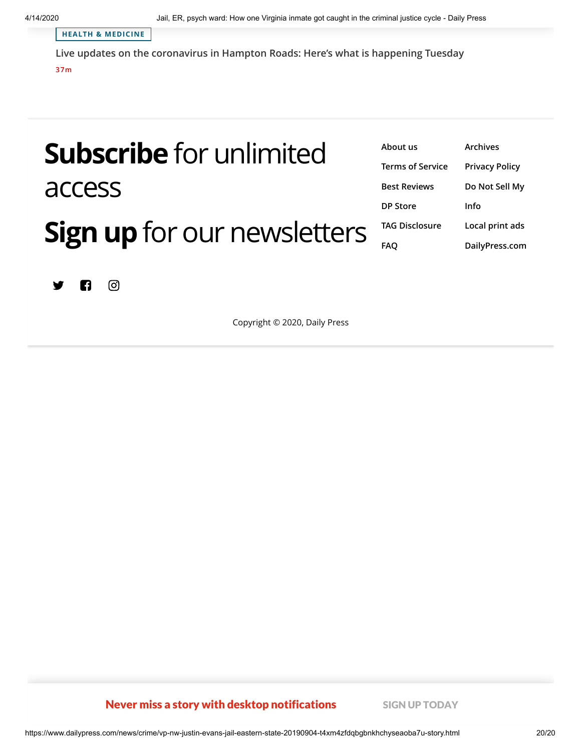HEALTH & MEDICINE

Live updates on the coronavirus in Hampton Roads: Here's what is happening Tuesday

37m

**Subscribe** for unlimited access

**Sign up** for our newsletters

About us

Terms of Service

Best Reviews

DP Store

TAG Disclosure

FAQ

Archives

Privacy Policy

Do Not Sell My Info

Local print ads

DailyPress.com

Copyright © 2020, Daily Press

**Never miss a story with desktop notifications**

SIGN UP TODAY